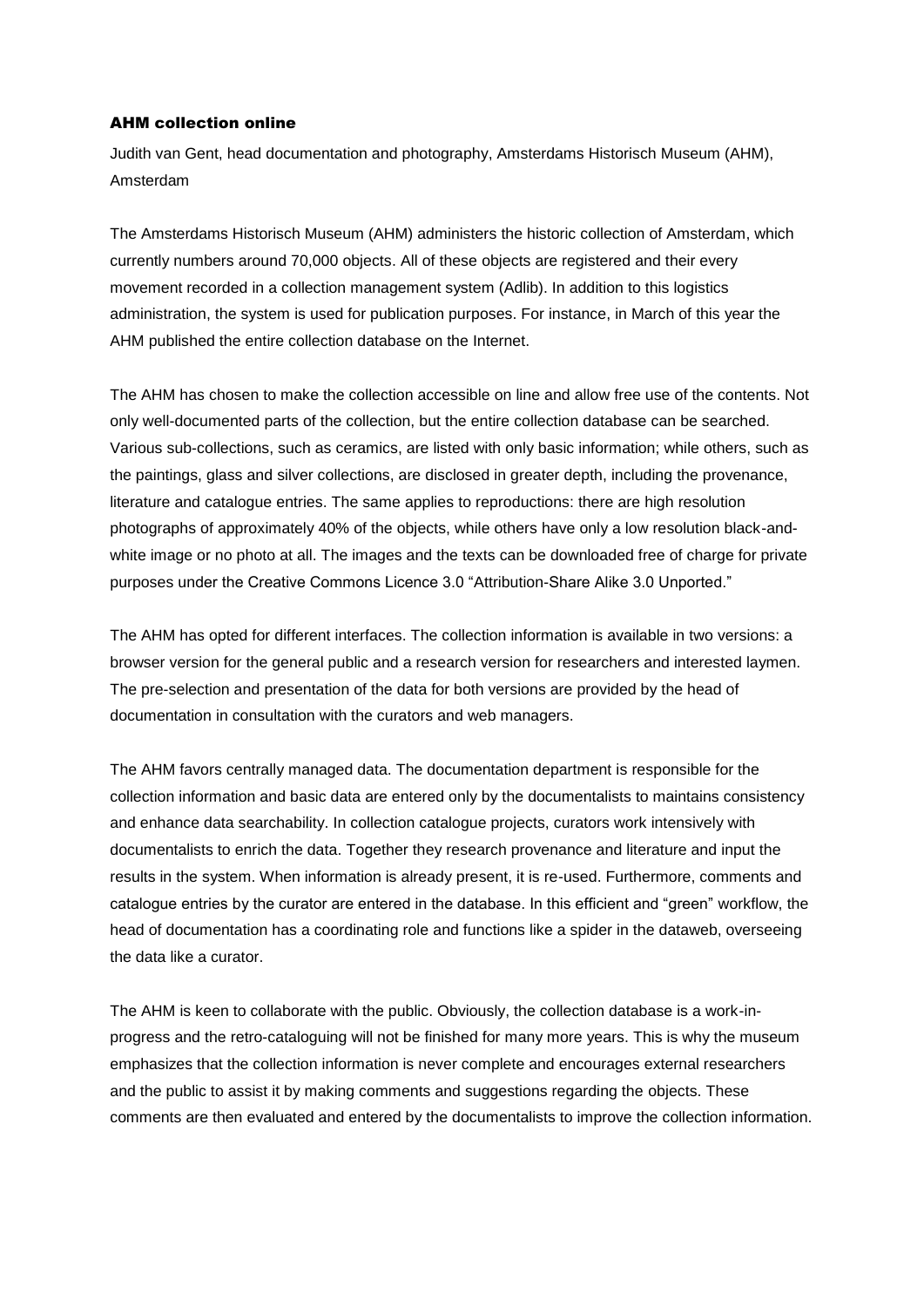## AHM collection online

Judith van Gent, head documentation and photography, Amsterdams Historisch Museum (AHM), Amsterdam

The Amsterdams Historisch Museum (AHM) administers the historic collection of Amsterdam, which currently numbers around 70,000 objects. All of these objects are registered and their every movement recorded in a collection management system (Adlib). In addition to this logistics administration, the system is used for publication purposes. For instance, in March of this year the AHM published the entire collection database on the Internet.

The AHM has chosen to make the collection accessible on line and allow free use of the contents. Not only well-documented parts of the collection, but the entire collection database can be searched. Various sub-collections, such as ceramics, are listed with only basic information; while others, such as the paintings, glass and silver collections, are disclosed in greater depth, including the provenance, literature and catalogue entries. The same applies to reproductions: there are high resolution photographs of approximately 40% of the objects, while others have only a low resolution black-and-white image or no photo at all. The images and the texts can be downloaded free of charge for private purposes under the Creative Commons Licence 3.0 "Attribution-Share Alike 3.0 Unported."

The AHM has opted for different interfaces. The collection information is available in two versions: a browser version for the general public and a research version for researchers and interested laymen. The pre-selection and presentation of the data for both versions are provided by the head of documentation in consultation with the curators and web managers.

The AHM favors centrally managed data. The documentation department is responsible for the collection information and basic data are entered only by the documentalists to maintains consistency and enhance data searchability. In collection catalogue projects, curators work intensively with documentalists to enrich the data. Together they research provenance and literature and input the results in the system. When information is already present, it is re-used. Furthermore, comments and catalogue entries by the curator are entered in the database. In this efficient and "green" workflow, the head of documentation has a coordinating role and functions like a spider in the dataweb, overseeing the data like a curator.

The AHM is keen to collaborate with the public. Obviously, the collection database is a work-in-progress and the retro-cataloguing will not be finished for many more years. This is why the museum emphasizes that the collection information is never complete and encourages external researchers and the public to assist it by making comments and suggestions regarding the objects. These comments are then evaluated and entered by the documentalists to improve the collection information.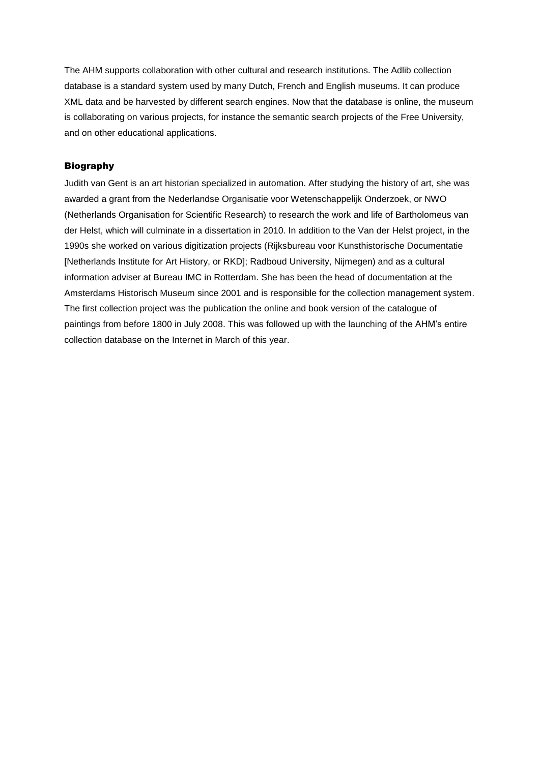The AHM supports collaboration with other cultural and research institutions. The Adlib collection database is a standard system used by many Dutch, French and English museums. It can produce XML data and be harvested by different search engines. Now that the database is online, the museum is collaborating on various projects, for instance the semantic search projects of the Free University, and on other educational applications.

## Biography

Judith van Gent is an art historian specialized in automation. After studying the history of art, she was awarded a grant from the Nederlandse Organisatie voor Wetenschappelijk Onderzoek, or NWO (Netherlands Organisation for Scientific Research) to research the work and life of Bartholomeus van der Helst, which will culminate in a dissertation in 2010. In addition to the Van der Helst project, in the 1990s she worked on various digitization projects (Rijksbureau voor Kunsthistorische Documentatie [Netherlands Institute for Art History, or RKD]; Radboud University, Nijmegen) and as a cultural information adviser at Bureau IMC in Rotterdam. She has been the head of documentation at the Amsterdams Historisch Museum since 2001 and is responsible for the collection management system. The first collection project was the publication the online and book version of the catalogue of paintings from before 1800 in July 2008. This was followed up with the launching of the AHM's entire collection database on the Internet in March of this year.